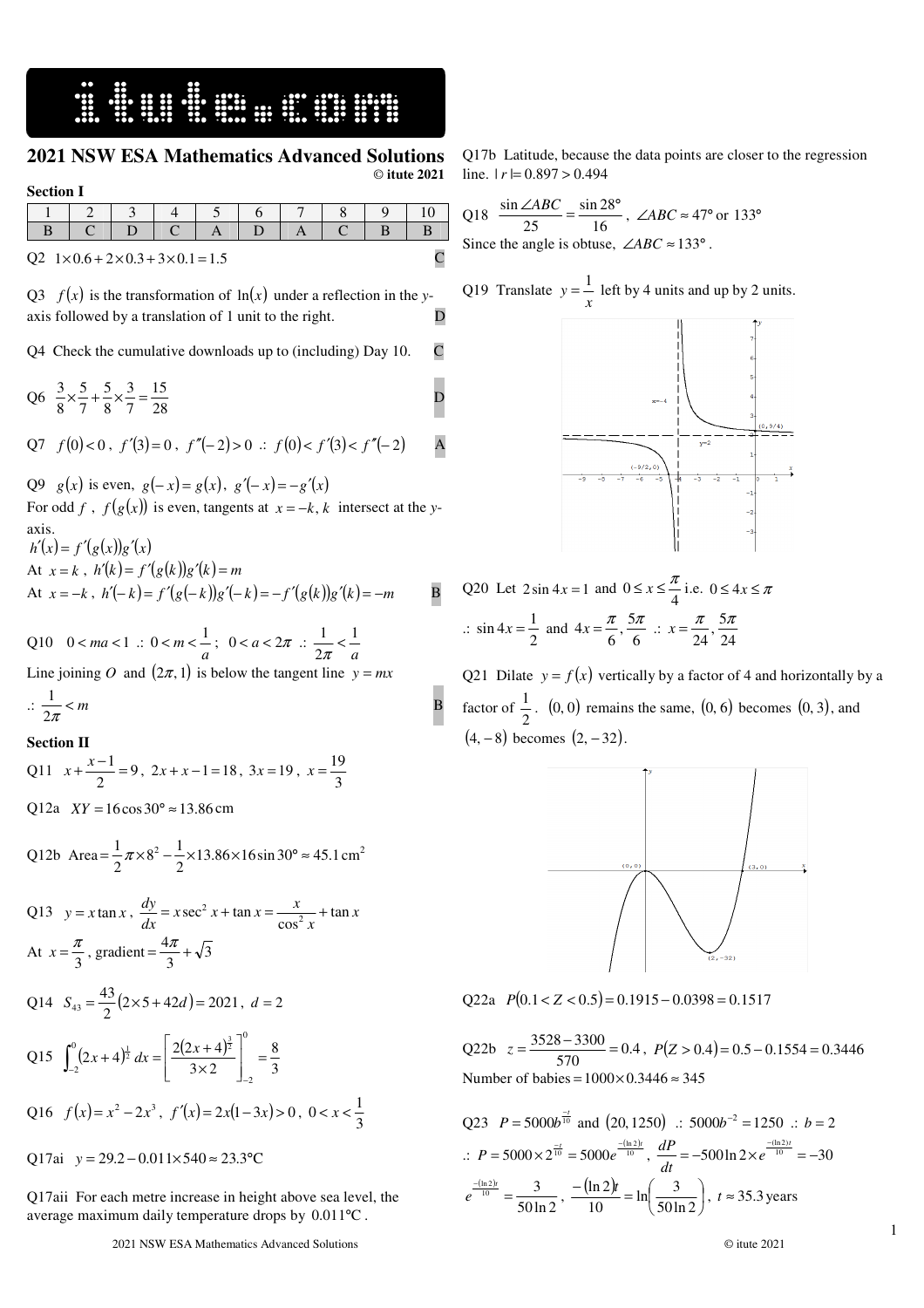## 2021 NSW ESA Mathematics Advanced Solutions

© itute 2021

### Section I

| 1 | 2 | 3 | 4 | 5 | 6 | 7 | 8 | 9 | 10 |
|---|---|---|---|---|---|---|---|---|---|
| B | C | D | C | A | D | A | C | B | B |

Q2 $1\times 0.6+2\times 0.3+3\times 0.1=1.5$ C

Q3 $f(x)$ is the transformation of $\ln(x)$ under a reflection in the $y$-axis followed by a translation of 1 unit to the right. D

Q4 Check the cumulative downloads up to (including) Day 10. C

Q6 $\frac{3}{8}\times\frac{5}{7}+\frac{5}{8}\times\frac{3}{7}=\frac{15}{28}$ D

Q7 $f(0)<0$, $f'(3)=0$, $f''(-2)>0$ $\therefore$ $f(0)<f'(3)<f''(-2)$ A

Q9 $g(x)$ is even, $g(-x)=g(x)$, $g'(-x)=-g'(x)$

For odd $f$, $f(g(x))$ is even, tangents at $x=-k, k$ intersect at the $y$-axis.

$h'(x)=f'(g(x))g'(x)$

At $x=k$, $h'(k)=f'(g(k))g'(k)=m$

At $x=-k$, $h'(-k)=f'(g(-k))g'(-k)=-f'(g(k))g'(k)=-m$ B

Q10 $0<ma<1$ $\therefore$ $0<m<\frac{1}{a}$; $0<a<2\pi$ $\therefore$ $\frac{1}{2\pi}<\frac{1}{a}$

Line joining $O$ and $(2\pi, 1)$ is below the tangent line $y=mx$

$\therefore$ $\frac{1}{2\pi}<m$ B

### Section II

Q11 $x+\frac{x-1}{2}=9$, $2x+x-1=18$, $3x=19$, $x=\frac{19}{3}$

Q12a $XY=16\cos 30°\approx 13.86$ cm

Q12b Area $=\frac{1}{2}\pi\times 8^2-\frac{1}{2}\times 13.86\times 16\sin 30°\approx 45.1\text{ cm}^2$

Q13 $y=x\tan x$, $\frac{dy}{dx}=x\sec^2 x+\tan x=\frac{x}{\cos^2 x}+\tan x$

At $x=\frac{\pi}{3}$, gradient $=\frac{4\pi}{3}+\sqrt{3}$

Q14 $S_{43}=\frac{43}{2}(2\times 5+42d)=2021$, $d=2$

Q15 $\int_{-2}^{0}(2x+4)^{\frac{1}{2}}\,dx=\left[\frac{2(2x+4)^{\frac{3}{2}}}{3\times 2}\right]_{-2}^{0}=\frac{8}{3}$

Q16 $f(x)=x^2-2x^3$, $f'(x)=2x(1-3x)>0$, $0<x<\frac{1}{3}$

Q17ai $y=29.2-0.011\times 540\approx 23.3$°C

Q17aii For each metre increase in height above sea level, the average maximum daily temperature drops by $0.011$°C.

Q17b Latitude, because the data points are closer to the regression line. $|r|=0.897>0.494$

Q18 $\frac{\sin\angle ABC}{25}=\frac{\sin 28°}{16}$, $\angle ABC\approx 47°$ or $133°$

Since the angle is obtuse, $\angle ABC\approx 133°$.

Q19 Translate $y=\frac{1}{x}$ left by 4 units and up by 2 units.

Q20 Let $2\sin 4x=1$ and $0\le x\le\frac{\pi}{4}$ i.e. $0\le 4x\le\pi$

$\therefore$ $\sin 4x=\frac{1}{2}$ and $4x=\frac{\pi}{6},\frac{5\pi}{6}$ $\therefore$ $x=\frac{\pi}{24},\frac{5\pi}{24}$

Q21 Dilate $y=f(x)$ vertically by a factor of 4 and horizontally by a factor of $\frac{1}{2}$. $(0,0)$ remains the same, $(0,6)$ becomes $(0,3)$, and $(4,-8)$ becomes $(2,-32)$.

Q22a $P(0.1<Z<0.5)=0.1915-0.0398=0.1517$

Q22b $z=\frac{3528-3300}{570}=0.4$, $P(Z>0.4)=0.5-0.1554=0.3446$

Number of babies $=1000\times 0.3446\approx 345$

Q23 $P=5000b^{\frac{-t}{10}}$ and $(20, 1250)$ $\therefore$ $5000b^{-2}=1250$ $\therefore$ $b=2$

$\therefore$ $P=5000\times 2^{\frac{-t}{10}}=5000e^{\frac{-(\ln 2)t}{10}}$, $\frac{dP}{dt}=-500\ln 2\times e^{\frac{-(\ln 2)t}{10}}=-30$

$e^{\frac{-(\ln 2)t}{10}}=\frac{3}{50\ln 2}$, $\frac{-(\ln 2)t}{10}=\ln\left(\frac{3}{50\ln 2}\right)$, $t\approx 35.3$ years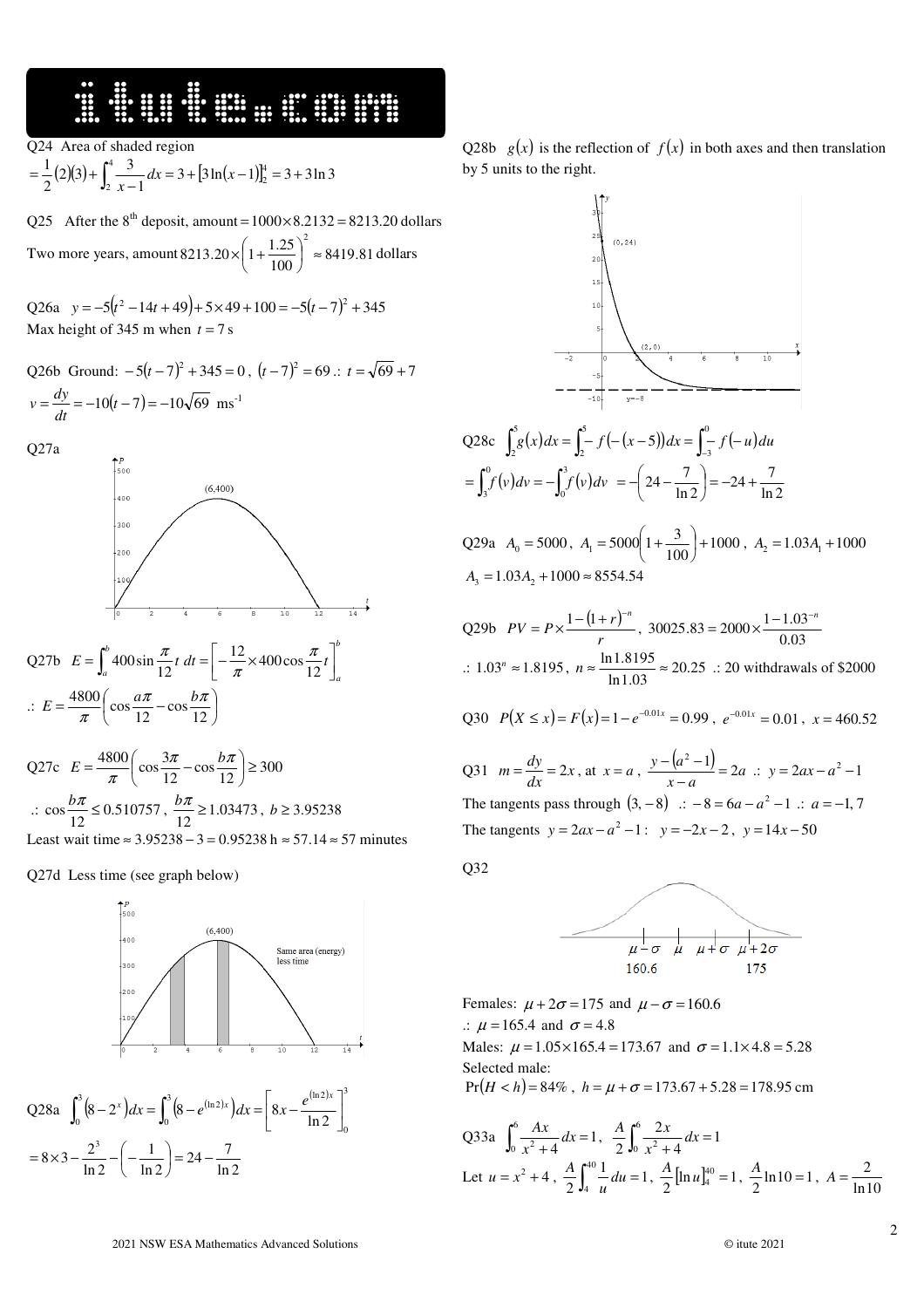Q24 Area of shaded region

$= \frac{1}{2}(2)(3) + \int_2^4 \frac{3}{x-1}\,dx = 3 + \left[3\ln(x-1)\right]_2^4 = 3 + 3\ln 3$

Q25 After the 8th deposit, amount $= 1000 \times 8.2132 = 8213.20$ dollars

Two more years, amount $8213.20 \times \left(1 + \frac{1.25}{100}\right)^2 \approx 8419.81$ dollars

Q26a $y = -5(t^2 - 14t + 49) + 5 \times 49 + 100 = -5(t-7)^2 + 345$

Max height of 345 m when $t = 7$ s

Q26b Ground: $-5(t-7)^2 + 345 = 0$, $(t-7)^2 = 69$ ∴ $t = \sqrt{69} + 7$

$v = \frac{dy}{dt} = -10(t-7) = -10\sqrt{69}$ ms$^{-1}$

Q27a

Q27b $E = \int_a^b 400 \sin \frac{\pi}{12} t\, dt = \left[-\frac{12}{\pi} \times 400 \cos \frac{\pi}{12} t\right]_a^b$

∴ $E = \frac{4800}{\pi}\left(\cos \frac{a\pi}{12} - \cos \frac{b\pi}{12}\right)$

Q27c $E = \frac{4800}{\pi}\left(\cos \frac{3\pi}{12} - \cos \frac{b\pi}{12}\right) \geq 300$

∴ $\cos \frac{b\pi}{12} \leq 0.510757$, $\frac{b\pi}{12} \geq 1.03473$, $b \geq 3.95238$

Least wait time $\approx 3.95238 - 3 = 0.95238$ h $\approx 57.14 \approx 57$ minutes

Q27d Less time (see graph below)

Same area (energy) less time

Q28a $\int_0^3 (8 - 2^x)\,dx = \int_0^3 \left(8 - e^{(\ln 2)x}\right)dx = \left[8x - \frac{e^{(\ln 2)x}}{\ln 2}\right]_0^3$

$= 8 \times 3 - \frac{2^3}{\ln 2} - \left(-\frac{1}{\ln 2}\right) = 24 - \frac{7}{\ln 2}$

Q28b $g(x)$ is the reflection of $f(x)$ in both axes and then translation by 5 units to the right.

Q28c $\int_2^5 g(x)\,dx = \int_2^5 -f(-(x-5))\,dx = \int_{-3}^0 -f(-u)\,du$

$= \int_3^0 f(v)\,dv = -\int_0^3 f(v)\,dv = -\left(24 - \frac{7}{\ln 2}\right) = -24 + \frac{7}{\ln 2}$

Q29a $A_0 = 5000$, $A_1 = 5000\left(1 + \frac{3}{100}\right) + 1000$, $A_2 = 1.03A_1 + 1000$

$A_3 = 1.03A_2 + 1000 \approx 8554.54$

Q29b $PV = P \times \frac{1 - (1+r)^{-n}}{r}$, $30025.83 = 2000 \times \frac{1 - 1.03^{-n}}{0.03}$

∴ $1.03^n \approx 1.8195$, $n \approx \frac{\ln 1.8195}{\ln 1.03} \approx 20.25$ ∴ 20 withdrawals of \$2000

Q30 $P(X \leq x) = F(x) = 1 - e^{-0.01x} = 0.99$, $e^{-0.01x} = 0.01$, $x = 460.52$

Q31 $m = \frac{dy}{dx} = 2x$, at $x = a$, $\frac{y - (a^2 - 1)}{x - a} = 2a$ ∴ $y = 2ax - a^2 - 1$

The tangents pass through $(3, -8)$ ∴ $-8 = 6a - a^2 - 1$ ∴ $a = -1, 7$

The tangents $y = 2ax - a^2 - 1$: $y = -2x - 2$, $y = 14x - 50$

Q32

Females: $\mu + 2\sigma = 175$ and $\mu - \sigma = 160.6$

∴ $\mu = 165.4$ and $\sigma = 4.8$

Males: $\mu = 1.05 \times 165.4 = 173.67$ and $\sigma = 1.1 \times 4.8 = 5.28$

Selected male:

$\Pr(H < h) = 84\%$, $h = \mu + \sigma = 173.67 + 5.28 = 178.95$ cm

Q33a $\int_0^6 \frac{Ax}{x^2 + 4}\,dx = 1$, $\frac{A}{2}\int_0^6 \frac{2x}{x^2 + 4}\,dx = 1$

Let $u = x^2 + 4$, $\frac{A}{2}\int_4^{40} \frac{1}{u}\,du = 1$, $\frac{A}{2}\left[\ln u\right]_4^{40} = 1$, $\frac{A}{2}\ln 10 = 1$, $A = \frac{2}{\ln 10}$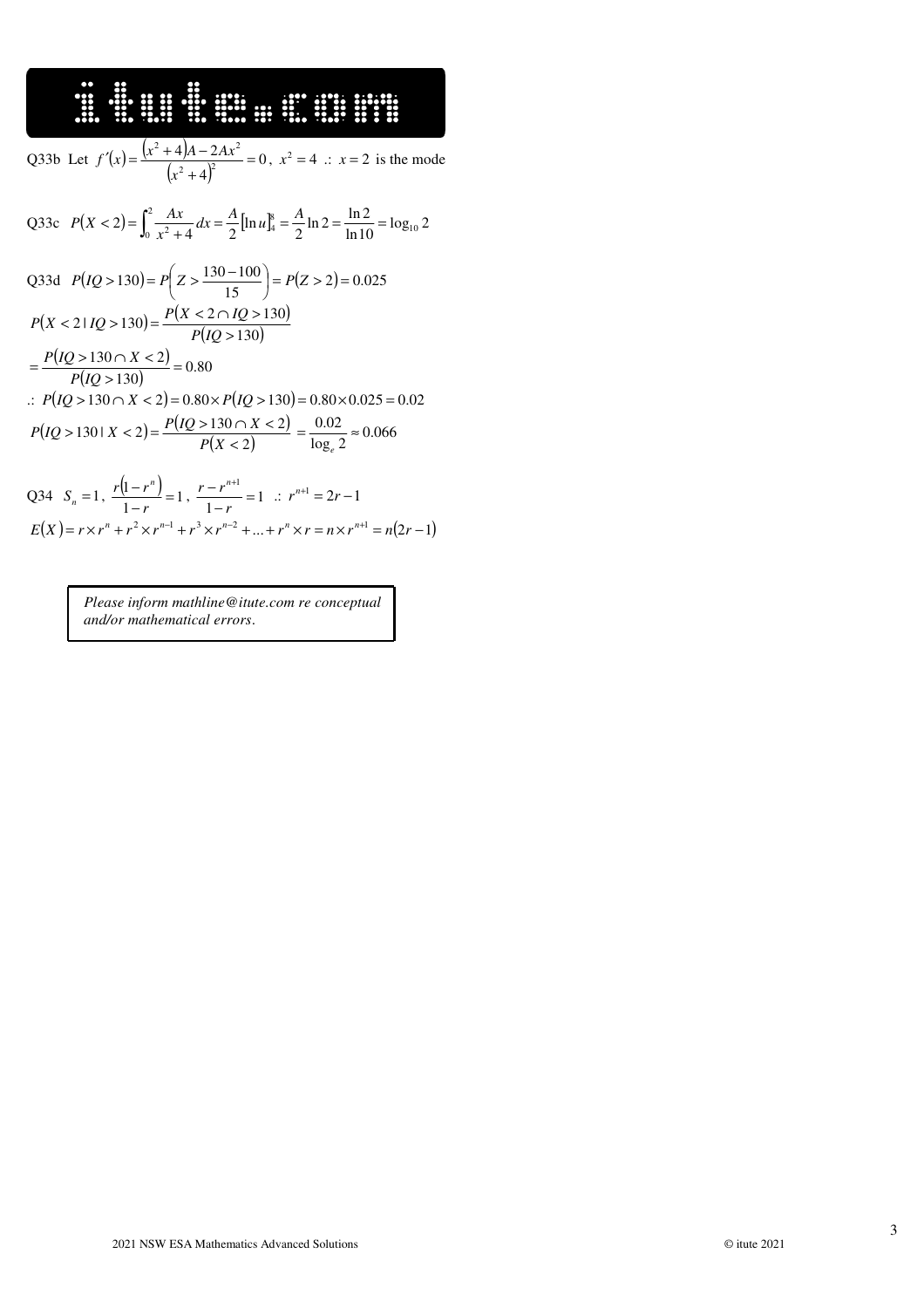Q33b Let $f'(x) = \dfrac{(x^2+4)A - 2Ax^2}{(x^2+4)^2} = 0$, $x^2 = 4$ $\therefore$ $x = 2$ is the mode

Q33c $P(X < 2) = \int_0^2 \dfrac{Ax}{x^2+4}\,dx = \dfrac{A}{2}[\ln u]_4^8 = \dfrac{A}{2}\ln 2 = \dfrac{\ln 2}{\ln 10} = \log_{10} 2$

Q33d $P(IQ > 130) = P\left(Z > \dfrac{130-100}{15}\right) = P(Z > 2) = 0.025$

$P(X < 2 \mid IQ > 130) = \dfrac{P(X < 2 \cap IQ > 130)}{P(IQ > 130)}$

$= \dfrac{P(IQ > 130 \cap X < 2)}{P(IQ > 130)} = 0.80$

$\therefore$ $P(IQ > 130 \cap X < 2) = 0.80 \times P(IQ > 130) = 0.80 \times 0.025 = 0.02$

$P(IQ > 130 \mid X < 2) = \dfrac{P(IQ > 130 \cap X < 2)}{P(X < 2)} = \dfrac{0.02}{\log_e 2} \approx 0.066$

Q34 $S_n = 1$, $\dfrac{r(1-r^n)}{1-r} = 1$, $\dfrac{r - r^{n+1}}{1-r} = 1$ $\therefore$ $r^{n+1} = 2r - 1$

$E(X) = r \times r^n + r^2 \times r^{n-1} + r^3 \times r^{n-2} + \ldots + r^n \times r = n \times r^{n+1} = n(2r-1)$

*Please inform mathline@itute.com re conceptual and/or mathematical errors.*